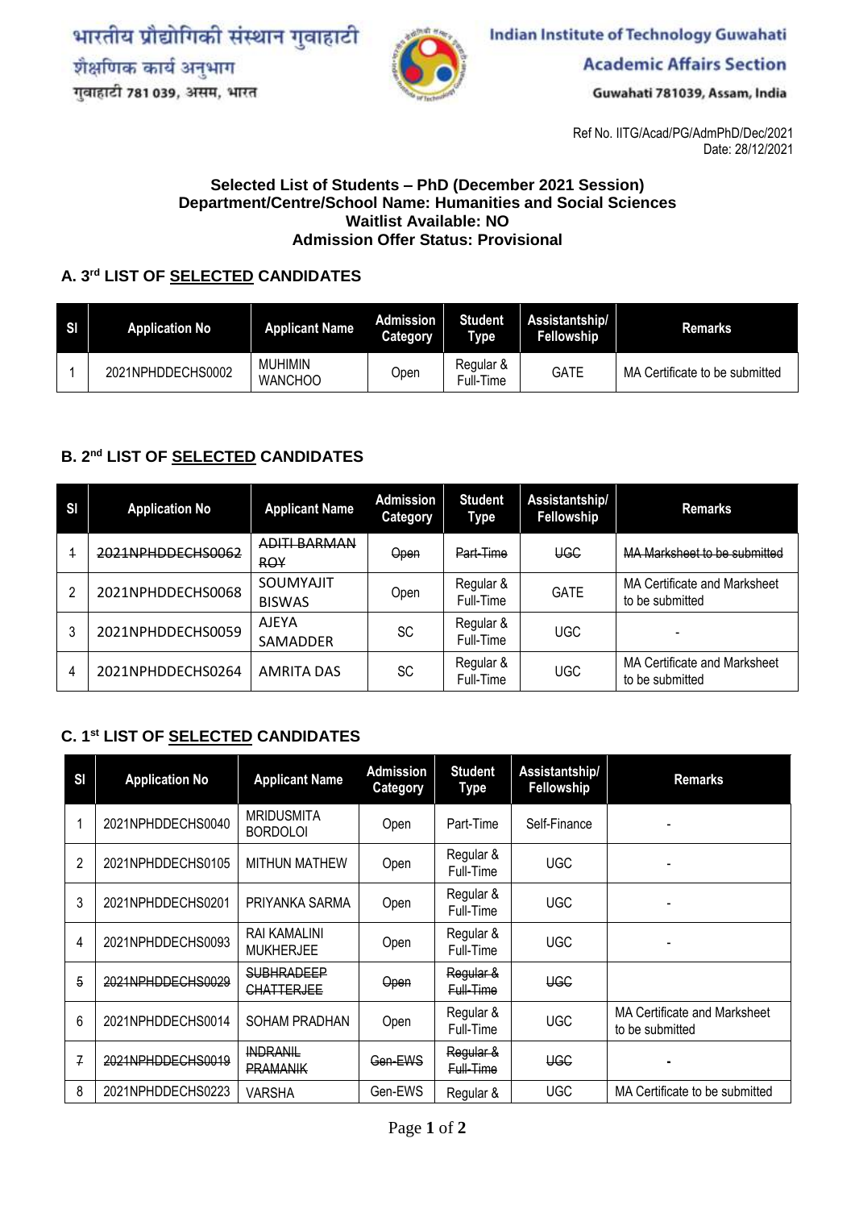भारतीय प्रौद्योगिकी संस्थान गुवाहाटी
शैक्षणिक कार्य अनुभाग
गुवाहाटी 781 039, असम, भारत

Indian Institute of Technology Guwahati
Academic Affairs Section
Guwahati 781039, Assam, India

Ref No. IITG/Acad/PG/AdmPhD/Dec/2021
Date: 28/12/2021

**Selected List of Students – PhD (December 2021 Session)**
**Department/Centre/School Name: Humanities and Social Sciences**
**Waitlist Available: NO**
**Admission Offer Status: Provisional**

## A. 3rd LIST OF SELECTED CANDIDATES

| Sl | Application No | Applicant Name | Admission Category | Student Type | Assistantship/ Fellowship | Remarks |
|---|---|---|---|---|---|---|
| 1 | 2021NPHDDECHS0002 | MUHIMIN WANCHOO | Open | Regular & Full-Time | GATE | MA Certificate to be submitted |

## B. 2nd LIST OF SELECTED CANDIDATES

| Sl | Application No | Applicant Name | Admission Category | Student Type | Assistantship/ Fellowship | Remarks |
|---|---|---|---|---|---|---|
| ~~1~~ | ~~2021NPHDDECHS0062~~ | ~~ADITI BARMAN ROY~~ | ~~Open~~ | ~~Part-Time~~ | ~~UGC~~ | ~~MA Marksheet to be submitted~~ |
| 2 | 2021NPHDDECHS0068 | SOUMYAJIT BISWAS | Open | Regular & Full-Time | GATE | MA Certificate and Marksheet to be submitted |
| 3 | 2021NPHDDECHS0059 | AJEYA SAMADDER | SC | Regular & Full-Time | UGC | - |
| 4 | 2021NPHDDECHS0264 | AMRITA DAS | SC | Regular & Full-Time | UGC | MA Certificate and Marksheet to be submitted |

## C. 1st LIST OF SELECTED CANDIDATES

| Sl | Application No | Applicant Name | Admission Category | Student Type | Assistantship/ Fellowship | Remarks |
|---|---|---|---|---|---|---|
| 1 | 2021NPHDDECHS0040 | MRIDUSMITA BORDOLOI | Open | Part-Time | Self-Finance | - |
| 2 | 2021NPHDDECHS0105 | MITHUN MATHEW | Open | Regular & Full-Time | UGC | - |
| 3 | 2021NPHDDECHS0201 | PRIYANKA SARMA | Open | Regular & Full-Time | UGC | - |
| 4 | 2021NPHDDECHS0093 | RAI KAMALINI MUKHERJEE | Open | Regular & Full-Time | UGC | - |
| ~~5~~ | ~~2021NPHDDECHS0029~~ | ~~SUBHRADEEP CHATTERJEE~~ | ~~Open~~ | ~~Regular & Full-Time~~ | ~~UGC~~ | |
| 6 | 2021NPHDDECHS0014 | SOHAM PRADHAN | Open | Regular & Full-Time | UGC | MA Certificate and Marksheet to be submitted |
| ~~7~~ | ~~2021NPHDDECHS0019~~ | ~~INDRANIL PRAMANIK~~ | ~~Gen-EWS~~ | ~~Regular & Full-Time~~ | ~~UGC~~ | ~~-~~ |
| 8 | 2021NPHDDECHS0223 | VARSHA | Gen-EWS | Regular & | UGC | MA Certificate to be submitted |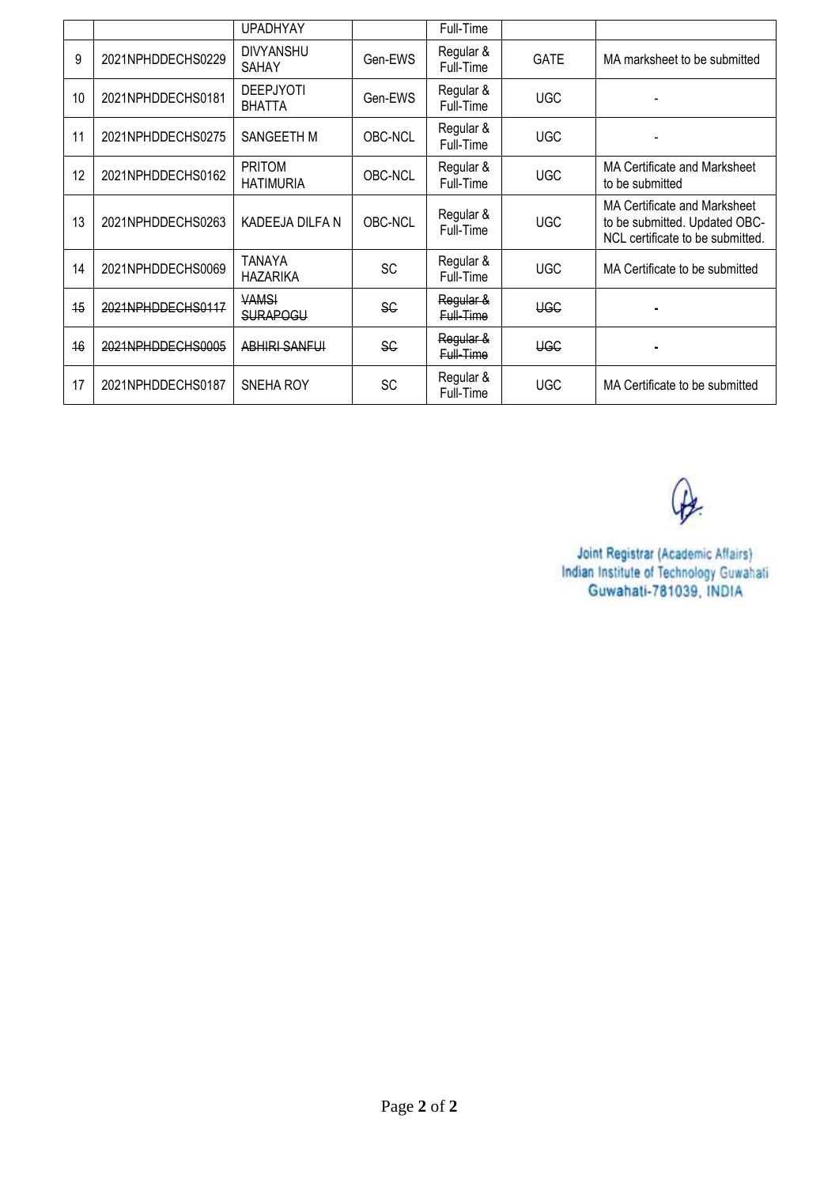| | | | | | | |
|---|---|---|---|---|---|---|
| | | UPADHYAY | | Full-Time | | |
| 9 | 2021NPHDDECHS0229 | DIVYANSHU SAHAY | Gen-EWS | Regular & Full-Time | GATE | MA marksheet to be submitted |
| 10 | 2021NPHDDECHS0181 | DEEPJYOTI BHATTA | Gen-EWS | Regular & Full-Time | UGC | - |
| 11 | 2021NPHDDECHS0275 | SANGEETH M | OBC-NCL | Regular & Full-Time | UGC | - |
| 12 | 2021NPHDDECHS0162 | PRITOM HATIMURIA | OBC-NCL | Regular & Full-Time | UGC | MA Certificate and Marksheet to be submitted |
| 13 | 2021NPHDDECHS0263 | KADEEJA DILFA N | OBC-NCL | Regular & Full-Time | UGC | MA Certificate and Marksheet to be submitted. Updated OBC-NCL certificate to be submitted. |
| 14 | 2021NPHDDECHS0069 | TANAYA HAZARIKA | SC | Regular & Full-Time | UGC | MA Certificate to be submitted |
| ~~15~~ | ~~2021NPHDDECHS0117~~ | ~~VAMSI SURAPOGU~~ | ~~SC~~ | ~~Regular & Full-Time~~ | ~~UGC~~ | - |
| ~~16~~ | ~~2021NPHDDECHS0005~~ | ~~ABHIRI SANFUI~~ | ~~SC~~ | ~~Regular & Full-Time~~ | ~~UGC~~ | - |
| 17 | 2021NPHDDECHS0187 | SNEHA ROY | SC | Regular & Full-Time | UGC | MA Certificate to be submitted |

Joint Registrar (Academic Affairs)
Indian Institute of Technology Guwahati
Guwahati-781039, INDIA